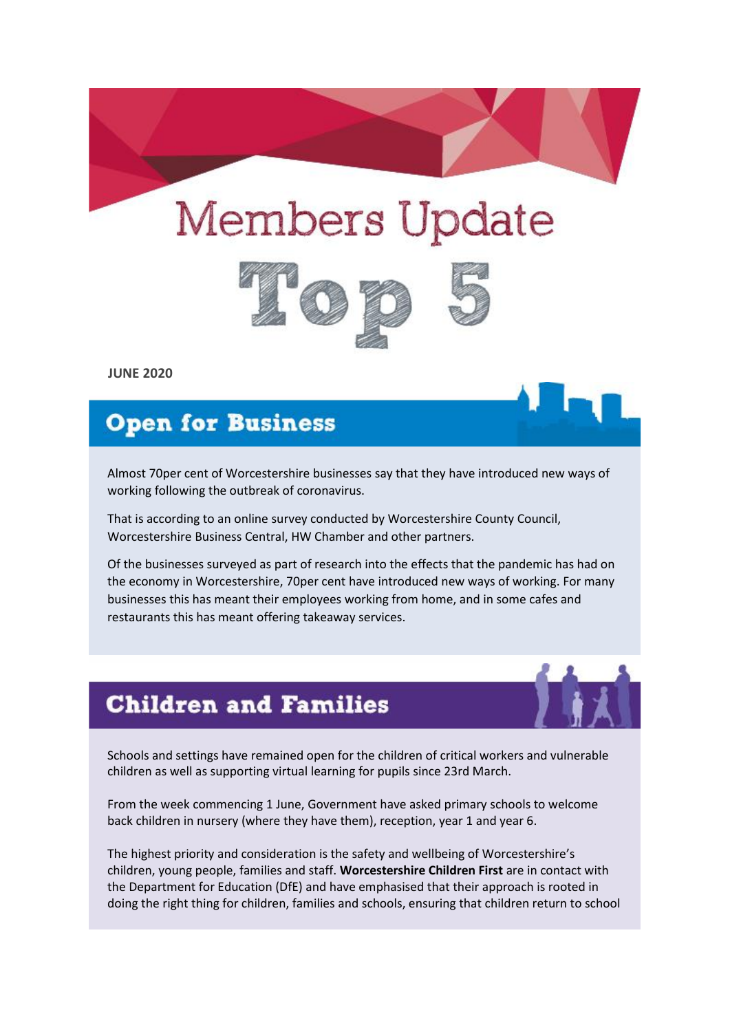# Members Update Top 5

**JUNE 2020**

## Open for Business

Almost 70per cent of Worcestershire businesses say that they have introduced new ways of working following the outbreak of coronavirus.

That is according to an online survey conducted by Worcestershire County Council, Worcestershire Business Central, HW Chamber and other partners.

Of the businesses surveyed as part of research into the effects that the pandemic has had on the economy in Worcestershire, 70per cent have introduced new ways of working. For many businesses this has meant their employees working from home, and in some cafes and restaurants this has meant offering takeaway services.

## Children and Families

Schools and settings have remained open for the children of critical workers and vulnerable children as well as supporting virtual learning for pupils since 23rd March.

From the week commencing 1 June, Government have asked primary schools to welcome back children in nursery (where they have them), reception, year 1 and year 6.

The highest priority and consideration is the safety and wellbeing of Worcestershire's children, young people, families and staff. **Worcestershire Children First** are in contact with the Department for Education (DfE) and have emphasised that their approach is rooted in doing the right thing for children, families and schools, ensuring that children return to school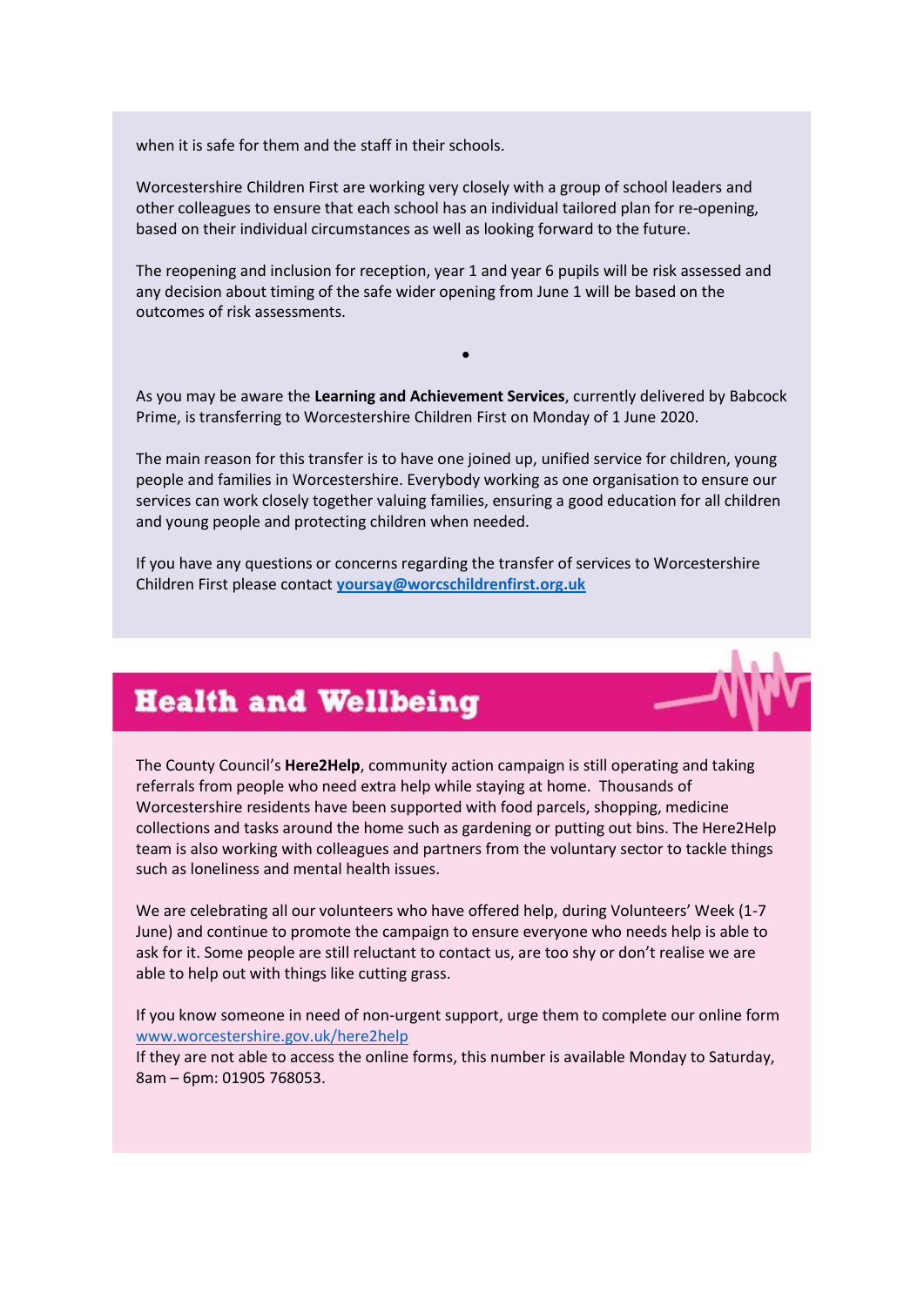when it is safe for them and the staff in their schools.

Worcestershire Children First are working very closely with a group of school leaders and other colleagues to ensure that each school has an individual tailored plan for re-opening, based on their individual circumstances as well as looking forward to the future.

The reopening and inclusion for reception, year 1 and year 6 pupils will be risk assessed and any decision about timing of the safe wider opening from June 1 will be based on the outcomes of risk assessments.

•

As you may be aware the **Learning and Achievement Services**, currently delivered by Babcock Prime, is transferring to Worcestershire Children First on Monday of 1 June 2020.

The main reason for this transfer is to have one joined up, unified service for children, young people and families in Worcestershire. Everybody working as one organisation to ensure our services can work closely together valuing families, ensuring a good education for all children and young people and protecting children when needed.

If you have any questions or concerns regarding the transfer of services to Worcestershire Children First please contact **yoursay@worcschildrenfirst.org.uk**

## Health and Wellbeing

The County Council's **Here2Help**, community action campaign is still operating and taking referrals from people who need extra help while staying at home. Thousands of Worcestershire residents have been supported with food parcels, shopping, medicine collections and tasks around the home such as gardening or putting out bins. The Here2Help team is also working with colleagues and partners from the voluntary sector to tackle things such as loneliness and mental health issues.

We are celebrating all our volunteers who have offered help, during Volunteers' Week (1-7 June) and continue to promote the campaign to ensure everyone who needs help is able to ask for it. Some people are still reluctant to contact us, are too shy or don't realise we are able to help out with things like cutting grass.

If you know someone in need of non-urgent support, urge them to complete our online form www.worcestershire.gov.uk/here2help
If they are not able to access the online forms, this number is available Monday to Saturday, 8am – 6pm: 01905 768053.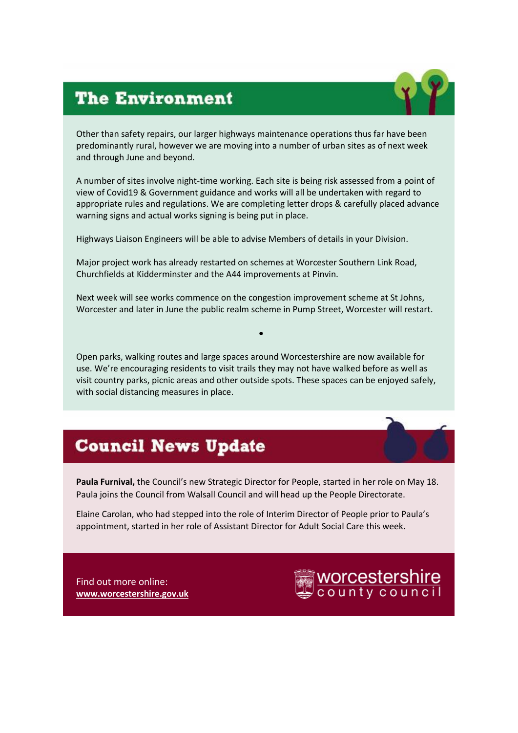## The Environment

Other than safety repairs, our larger highways maintenance operations thus far have been predominantly rural, however we are moving into a number of urban sites as of next week and through June and beyond.

A number of sites involve night-time working. Each site is being risk assessed from a point of view of Covid19 & Government guidance and works will all be undertaken with regard to appropriate rules and regulations. We are completing letter drops & carefully placed advance warning signs and actual works signing is being put in place.

Highways Liaison Engineers will be able to advise Members of details in your Division.

Major project work has already restarted on schemes at Worcester Southern Link Road, Churchfields at Kidderminster and the A44 improvements at Pinvin.

Next week will see works commence on the congestion improvement scheme at St Johns, Worcester and later in June the public realm scheme in Pump Street, Worcester will restart.

•

Open parks, walking routes and large spaces around Worcestershire are now available for use. We're encouraging residents to visit trails they may not have walked before as well as visit country parks, picnic areas and other outside spots. These spaces can be enjoyed safely, with social distancing measures in place.

## Council News Update

**Paula Furnival,** the Council's new Strategic Director for People, started in her role on May 18. Paula joins the Council from Walsall Council and will head up the People Directorate.

Elaine Carolan, who had stepped into the role of Interim Director of People prior to Paula's appointment, started in her role of Assistant Director for Adult Social Care this week.

Find out more online:
**www.worcestershire.gov.uk**

worcestershire county council